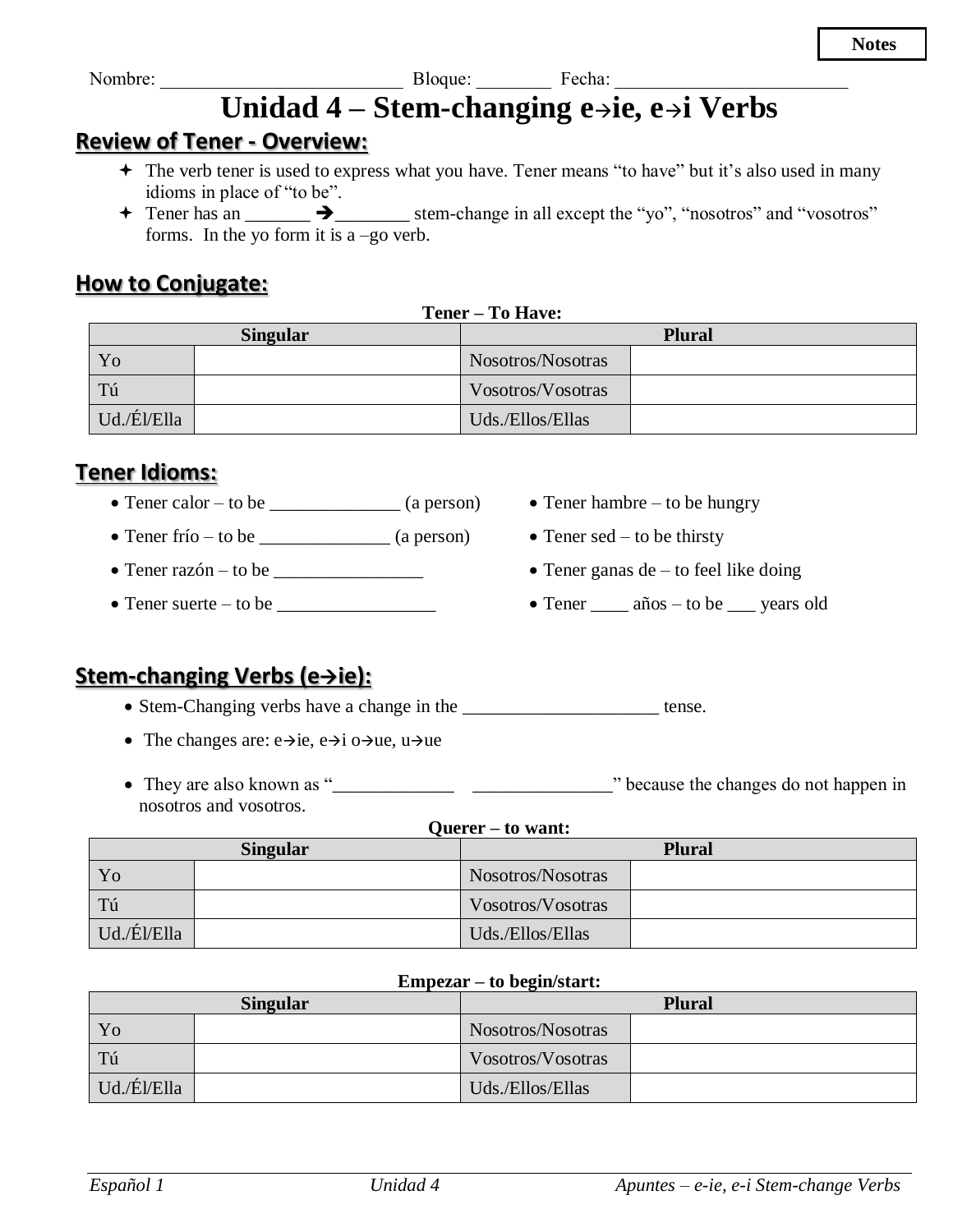Notes

Nombre: __________________________ Bloque: ________ Fecha: _________________________

# Unidad 4 – Stem-changing e→ie, e→i Verbs

## Review of Tener - Overview:

- The verb tener is used to express what you have. Tener means "to have" but it's also used in many idioms in place of "to be".
- Tener has an _______ ➔________ stem-change in all except the "yo", "nosotros" and "vosotros" forms. In the yo form it is a –go verb.

## How to Conjugate:

**Tener – To Have:**

| Singular | | Plural | |
|---|---|---|---|
| Yo | | Nosotros/Nosotras | |
| Tú | | Vosotros/Vosotras | |
| Ud./Él/Ella | | Uds./Ellos/Ellas | |

## Tener Idioms:

- Tener calor – to be ______________ (a person)
- Tener frío – to be ______________ (a person)
- Tener razón – to be ________________
- Tener suerte – to be _________________
- Tener hambre – to be hungry
- Tener sed – to be thirsty
- Tener ganas de – to feel like doing
- Tener ____ años – to be ___ years old

## Stem-changing Verbs (e→ie):

- Stem-Changing verbs have a change in the _____________________ tense.
- The changes are: e→ie, e→i o→ue, u→ue
- They are also known as "_____________ _______________" because the changes do not happen in nosotros and vosotros.

**Querer – to want:**

| Singular | | Plural | |
|---|---|---|---|
| Yo | | Nosotros/Nosotras | |
| Tú | | Vosotros/Vosotras | |
| Ud./Él/Ella | | Uds./Ellos/Ellas | |

**Empezar – to begin/start:**

| Singular | | Plural | |
|---|---|---|---|
| Yo | | Nosotros/Nosotras | |
| Tú | | Vosotros/Vosotras | |
| Ud./Él/Ella | | Uds./Ellos/Ellas | |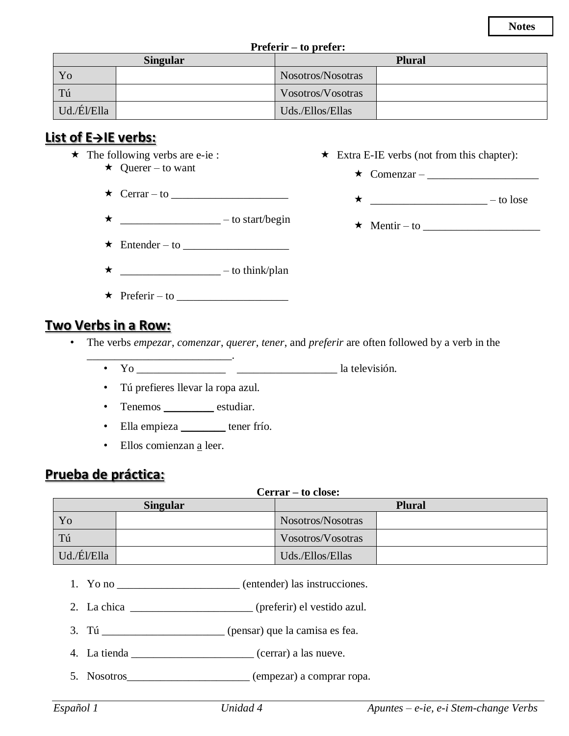Notes

**Preferir – to prefer:**

| Singular | | Plural | |
|---|---|---|---|
| Yo | | Nosotros/Nosotras | |
| Tú | | Vosotros/Vosotras | |
| Ud./Él/Ella | | Uds./Ellos/Ellas | |

## List of E→IE verbs:

- ★ The following verbs are e-ie :
  - ★ Querer – to want
  - ★ Cerrar – to ____________________
  - ★ _________________ – to start/begin
  - ★ Entender – to __________________
  - ★ _________________ – to think/plan
  - ★ Preferir – to ___________________
- ★ Extra E-IE verbs (not from this chapter):
  - ★ Comenzar – ___________________
  - ★ ____________________ – to lose
  - ★ Mentir – to ____________________

## Two Verbs in a Row:

- The verbs *empezar*, *comenzar*, *querer*, *tener*, and *preferir* are often followed by a verb in the _________________________.
  - Yo ________________ _________________ la televisión.
  - Tú prefieres llevar la ropa azul.
  - Tenemos _________ estudiar.
  - Ella empieza ________ tener frío.
  - Ellos comienzan a leer.

## Prueba de práctica:

**Cerrar – to close:**

| Singular | | Plural | |
|---|---|---|---|
| Yo | | Nosotros/Nosotras | |
| Tú | | Vosotros/Vosotras | |
| Ud./Él/Ella | | Uds./Ellos/Ellas | |

1. Yo no ______________________ (entender) las instrucciones.
2. La chica ______________________ (preferir) el vestido azul.
3. Tú ______________________ (pensar) que la camisa es fea.
4. La tienda ______________________ (cerrar) a las nueve.
5. Nosotros______________________ (empezar) a comprar ropa.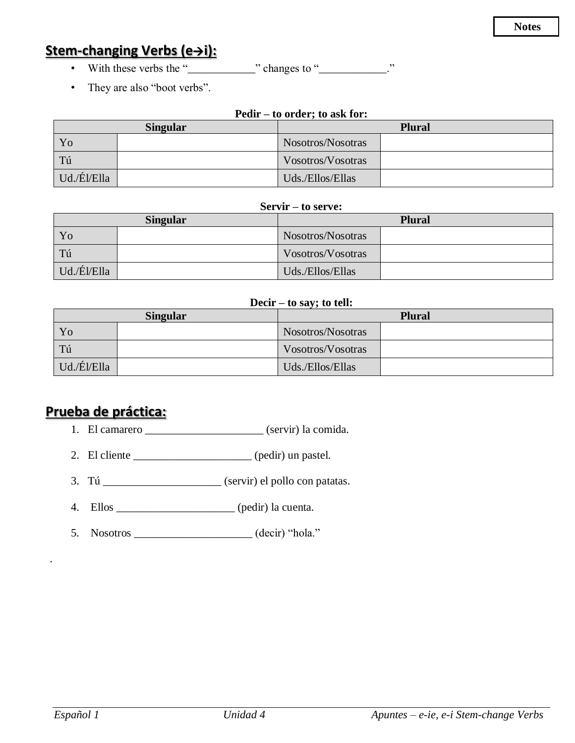Notes

## Stem-changing Verbs (e→i):

- With these verbs the "____________" changes to "____________."
- They are also "boot verbs".

**Pedir – to order; to ask for:**

| Singular | | Plural | |
|---|---|---|---|
| Yo | | Nosotros/Nosotras | |
| Tú | | Vosotros/Vosotras | |
| Ud./Él/Ella | | Uds./Ellos/Ellas | |

**Servir – to serve:**

| Singular | | Plural | |
|---|---|---|---|
| Yo | | Nosotros/Nosotras | |
| Tú | | Vosotros/Vosotras | |
| Ud./Él/Ella | | Uds./Ellos/Ellas | |

**Decir – to say; to tell:**

| Singular | | Plural | |
|---|---|---|---|
| Yo | | Nosotros/Nosotras | |
| Tú | | Vosotros/Vosotras | |
| Ud./Él/Ella | | Uds./Ellos/Ellas | |

## Prueba de práctica:

1. El camarero _____________________ (servir) la comida.
2. El cliente _____________________ (pedir) un pastel.
3. Tú _____________________ (servir) el pollo con patatas.
4. Ellos _____________________ (pedir) la cuenta.
5. Nosotros _____________________ (decir) "hola."

.

*Español 1* *Unidad 4* *Apuntes – e-ie, e-i Stem-change Verbs*